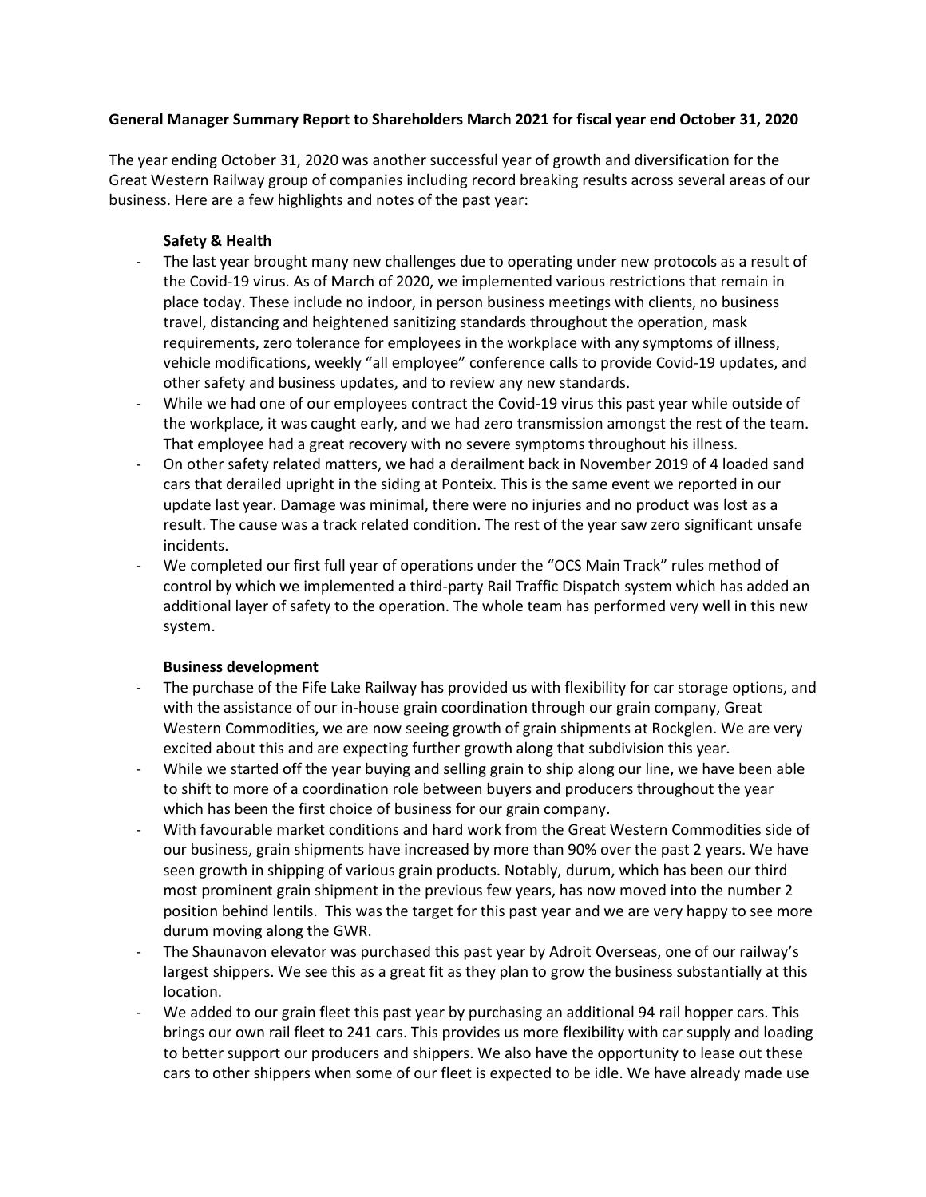**General Manager Summary Report to Shareholders March 2021 for fiscal year end October 31, 2020**

The year ending October 31, 2020 was another successful year of growth and diversification for the Great Western Railway group of companies including record breaking results across several areas of our business. Here are a few highlights and notes of the past year:

**Safety & Health**

- The last year brought many new challenges due to operating under new protocols as a result of the Covid-19 virus. As of March of 2020, we implemented various restrictions that remain in place today. These include no indoor, in person business meetings with clients, no business travel, distancing and heightened sanitizing standards throughout the operation, mask requirements, zero tolerance for employees in the workplace with any symptoms of illness, vehicle modifications, weekly "all employee" conference calls to provide Covid-19 updates, and other safety and business updates, and to review any new standards.
- While we had one of our employees contract the Covid-19 virus this past year while outside of the workplace, it was caught early, and we had zero transmission amongst the rest of the team. That employee had a great recovery with no severe symptoms throughout his illness.
- On other safety related matters, we had a derailment back in November 2019 of 4 loaded sand cars that derailed upright in the siding at Ponteix. This is the same event we reported in our update last year. Damage was minimal, there were no injuries and no product was lost as a result. The cause was a track related condition. The rest of the year saw zero significant unsafe incidents.
- We completed our first full year of operations under the "OCS Main Track" rules method of control by which we implemented a third-party Rail Traffic Dispatch system which has added an additional layer of safety to the operation. The whole team has performed very well in this new system.

**Business development**

- The purchase of the Fife Lake Railway has provided us with flexibility for car storage options, and with the assistance of our in-house grain coordination through our grain company, Great Western Commodities, we are now seeing growth of grain shipments at Rockglen. We are very excited about this and are expecting further growth along that subdivision this year.
- While we started off the year buying and selling grain to ship along our line, we have been able to shift to more of a coordination role between buyers and producers throughout the year which has been the first choice of business for our grain company.
- With favourable market conditions and hard work from the Great Western Commodities side of our business, grain shipments have increased by more than 90% over the past 2 years. We have seen growth in shipping of various grain products. Notably, durum, which has been our third most prominent grain shipment in the previous few years, has now moved into the number 2 position behind lentils. This was the target for this past year and we are very happy to see more durum moving along the GWR.
- The Shaunavon elevator was purchased this past year by Adroit Overseas, one of our railway's largest shippers. We see this as a great fit as they plan to grow the business substantially at this location.
- We added to our grain fleet this past year by purchasing an additional 94 rail hopper cars. This brings our own rail fleet to 241 cars. This provides us more flexibility with car supply and loading to better support our producers and shippers. We also have the opportunity to lease out these cars to other shippers when some of our fleet is expected to be idle. We have already made use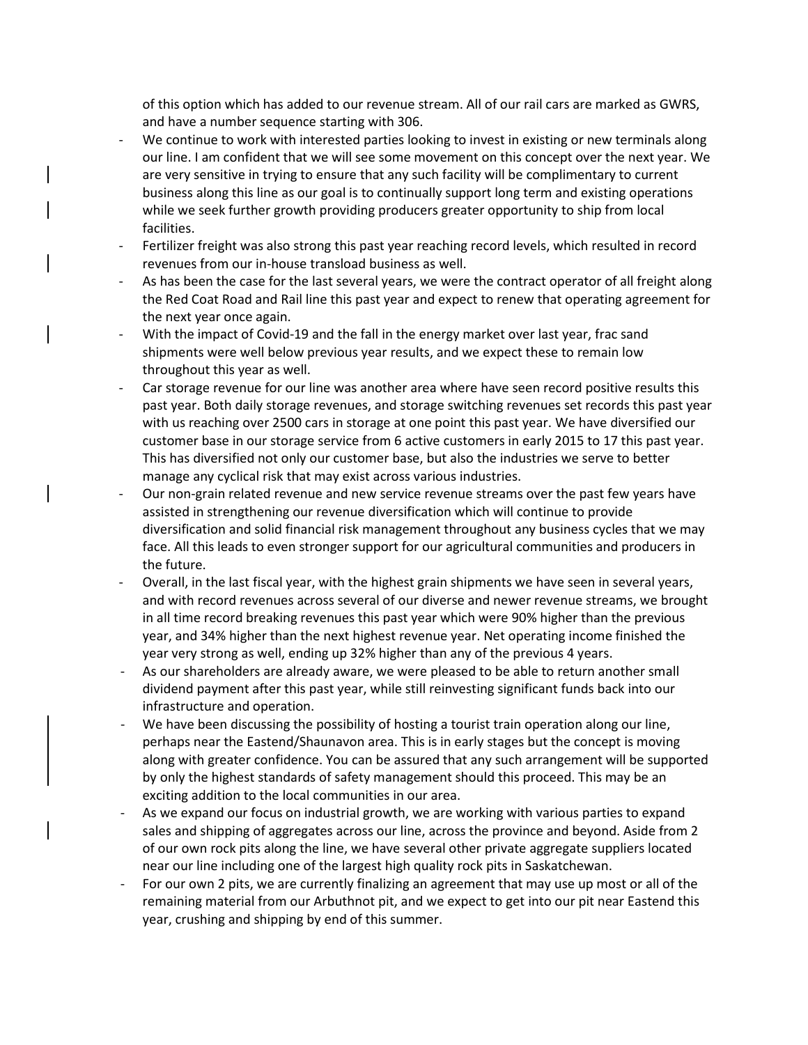of this option which has added to our revenue stream. All of our rail cars are marked as GWRS, and have a number sequence starting with 306.

- We continue to work with interested parties looking to invest in existing or new terminals along our line. I am confident that we will see some movement on this concept over the next year. We are very sensitive in trying to ensure that any such facility will be complimentary to current business along this line as our goal is to continually support long term and existing operations while we seek further growth providing producers greater opportunity to ship from local facilities.
- Fertilizer freight was also strong this past year reaching record levels, which resulted in record revenues from our in-house transload business as well.
- As has been the case for the last several years, we were the contract operator of all freight along the Red Coat Road and Rail line this past year and expect to renew that operating agreement for the next year once again.
- With the impact of Covid-19 and the fall in the energy market over last year, frac sand shipments were well below previous year results, and we expect these to remain low throughout this year as well.
- Car storage revenue for our line was another area where have seen record positive results this past year. Both daily storage revenues, and storage switching revenues set records this past year with us reaching over 2500 cars in storage at one point this past year. We have diversified our customer base in our storage service from 6 active customers in early 2015 to 17 this past year. This has diversified not only our customer base, but also the industries we serve to better manage any cyclical risk that may exist across various industries.
- Our non-grain related revenue and new service revenue streams over the past few years have assisted in strengthening our revenue diversification which will continue to provide diversification and solid financial risk management throughout any business cycles that we may face. All this leads to even stronger support for our agricultural communities and producers in the future.
- Overall, in the last fiscal year, with the highest grain shipments we have seen in several years, and with record revenues across several of our diverse and newer revenue streams, we brought in all time record breaking revenues this past year which were 90% higher than the previous year, and 34% higher than the next highest revenue year. Net operating income finished the year very strong as well, ending up 32% higher than any of the previous 4 years.
- As our shareholders are already aware, we were pleased to be able to return another small dividend payment after this past year, while still reinvesting significant funds back into our infrastructure and operation.
- We have been discussing the possibility of hosting a tourist train operation along our line, perhaps near the Eastend/Shaunavon area. This is in early stages but the concept is moving along with greater confidence. You can be assured that any such arrangement will be supported by only the highest standards of safety management should this proceed. This may be an exciting addition to the local communities in our area.
- As we expand our focus on industrial growth, we are working with various parties to expand sales and shipping of aggregates across our line, across the province and beyond. Aside from 2 of our own rock pits along the line, we have several other private aggregate suppliers located near our line including one of the largest high quality rock pits in Saskatchewan.
- For our own 2 pits, we are currently finalizing an agreement that may use up most or all of the remaining material from our Arbuthnot pit, and we expect to get into our pit near Eastend this year, crushing and shipping by end of this summer.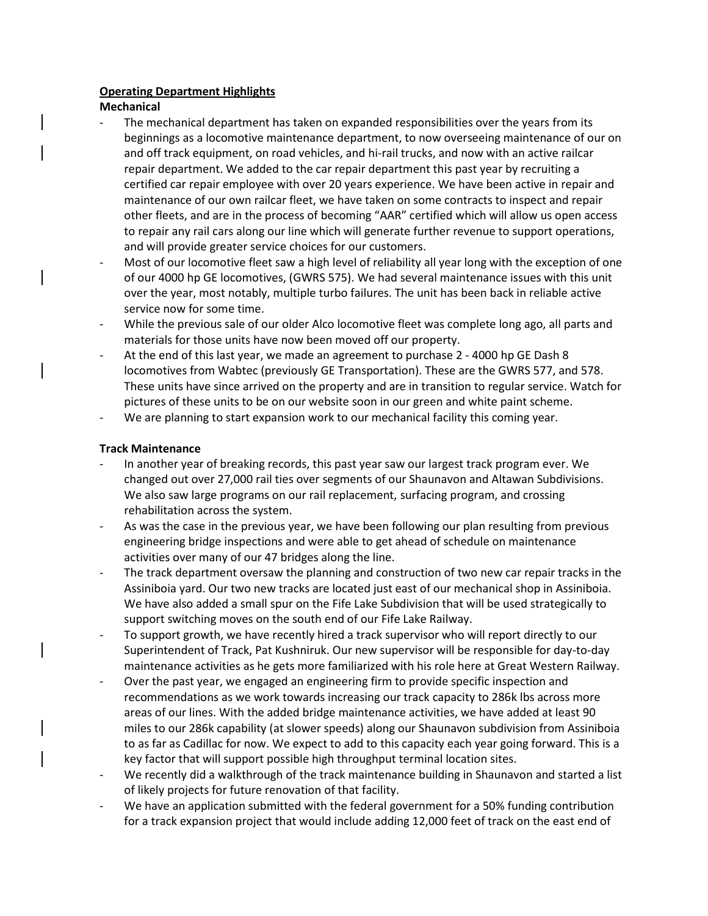**Operating Department Highlights**

**Mechanical**

- The mechanical department has taken on expanded responsibilities over the years from its beginnings as a locomotive maintenance department, to now overseeing maintenance of our on and off track equipment, on road vehicles, and hi-rail trucks, and now with an active railcar repair department. We added to the car repair department this past year by recruiting a certified car repair employee with over 20 years experience. We have been active in repair and maintenance of our own railcar fleet, we have taken on some contracts to inspect and repair other fleets, and are in the process of becoming "AAR" certified which will allow us open access to repair any rail cars along our line which will generate further revenue to support operations, and will provide greater service choices for our customers.
- Most of our locomotive fleet saw a high level of reliability all year long with the exception of one of our 4000 hp GE locomotives, (GWRS 575). We had several maintenance issues with this unit over the year, most notably, multiple turbo failures. The unit has been back in reliable active service now for some time.
- While the previous sale of our older Alco locomotive fleet was complete long ago, all parts and materials for those units have now been moved off our property.
- At the end of this last year, we made an agreement to purchase 2 - 4000 hp GE Dash 8 locomotives from Wabtec (previously GE Transportation). These are the GWRS 577, and 578. These units have since arrived on the property and are in transition to regular service. Watch for pictures of these units to be on our website soon in our green and white paint scheme.
- We are planning to start expansion work to our mechanical facility this coming year.

**Track Maintenance**

- In another year of breaking records, this past year saw our largest track program ever. We changed out over 27,000 rail ties over segments of our Shaunavon and Altawan Subdivisions. We also saw large programs on our rail replacement, surfacing program, and crossing rehabilitation across the system.
- As was the case in the previous year, we have been following our plan resulting from previous engineering bridge inspections and were able to get ahead of schedule on maintenance activities over many of our 47 bridges along the line.
- The track department oversaw the planning and construction of two new car repair tracks in the Assiniboia yard. Our two new tracks are located just east of our mechanical shop in Assiniboia. We have also added a small spur on the Fife Lake Subdivision that will be used strategically to support switching moves on the south end of our Fife Lake Railway.
- To support growth, we have recently hired a track supervisor who will report directly to our Superintendent of Track, Pat Kushniruk. Our new supervisor will be responsible for day-to-day maintenance activities as he gets more familiarized with his role here at Great Western Railway.
- Over the past year, we engaged an engineering firm to provide specific inspection and recommendations as we work towards increasing our track capacity to 286k lbs across more areas of our lines. With the added bridge maintenance activities, we have added at least 90 miles to our 286k capability (at slower speeds) along our Shaunavon subdivision from Assiniboia to as far as Cadillac for now. We expect to add to this capacity each year going forward. This is a key factor that will support possible high throughput terminal location sites.
- We recently did a walkthrough of the track maintenance building in Shaunavon and started a list of likely projects for future renovation of that facility.
- We have an application submitted with the federal government for a 50% funding contribution for a track expansion project that would include adding 12,000 feet of track on the east end of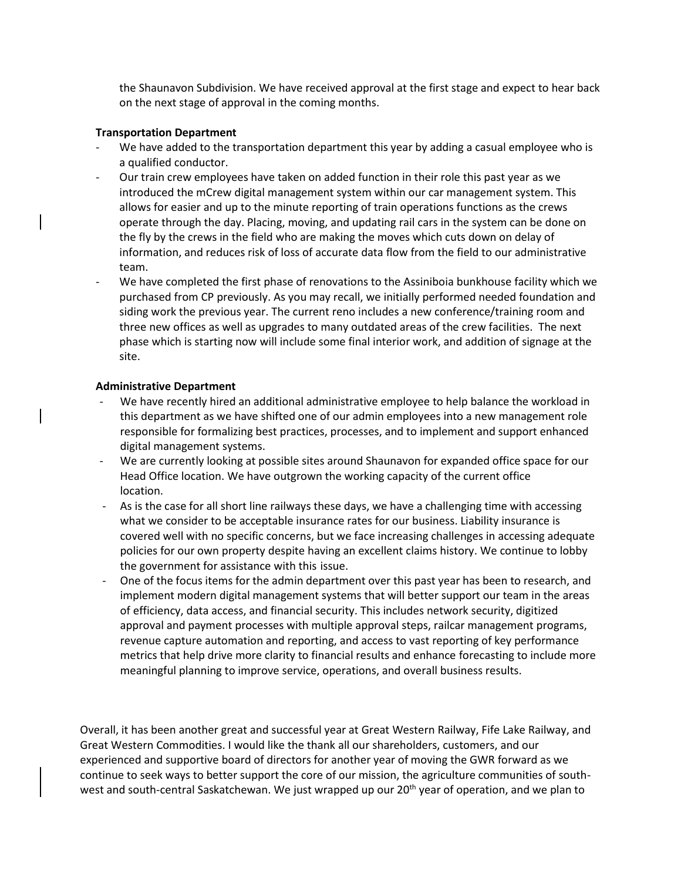the Shaunavon Subdivision. We have received approval at the first stage and expect to hear back on the next stage of approval in the coming months.

**Transportation Department**

- We have added to the transportation department this year by adding a casual employee who is a qualified conductor.
- Our train crew employees have taken on added function in their role this past year as we introduced the mCrew digital management system within our car management system. This allows for easier and up to the minute reporting of train operations functions as the crews operate through the day. Placing, moving, and updating rail cars in the system can be done on the fly by the crews in the field who are making the moves which cuts down on delay of information, and reduces risk of loss of accurate data flow from the field to our administrative team.
- We have completed the first phase of renovations to the Assiniboia bunkhouse facility which we purchased from CP previously. As you may recall, we initially performed needed foundation and siding work the previous year. The current reno includes a new conference/training room and three new offices as well as upgrades to many outdated areas of the crew facilities. The next phase which is starting now will include some final interior work, and addition of signage at the site.

**Administrative Department**

- We have recently hired an additional administrative employee to help balance the workload in this department as we have shifted one of our admin employees into a new management role responsible for formalizing best practices, processes, and to implement and support enhanced digital management systems.
- We are currently looking at possible sites around Shaunavon for expanded office space for our Head Office location. We have outgrown the working capacity of the current office location.
- As is the case for all short line railways these days, we have a challenging time with accessing what we consider to be acceptable insurance rates for our business. Liability insurance is covered well with no specific concerns, but we face increasing challenges in accessing adequate policies for our own property despite having an excellent claims history. We continue to lobby the government for assistance with this issue.
- One of the focus items for the admin department over this past year has been to research, and implement modern digital management systems that will better support our team in the areas of efficiency, data access, and financial security. This includes network security, digitized approval and payment processes with multiple approval steps, railcar management programs, revenue capture automation and reporting, and access to vast reporting of key performance metrics that help drive more clarity to financial results and enhance forecasting to include more meaningful planning to improve service, operations, and overall business results.

Overall, it has been another great and successful year at Great Western Railway, Fife Lake Railway, and Great Western Commodities. I would like the thank all our shareholders, customers, and our experienced and supportive board of directors for another year of moving the GWR forward as we continue to seek ways to better support the core of our mission, the agriculture communities of south-west and south-central Saskatchewan. We just wrapped up our 20th year of operation, and we plan to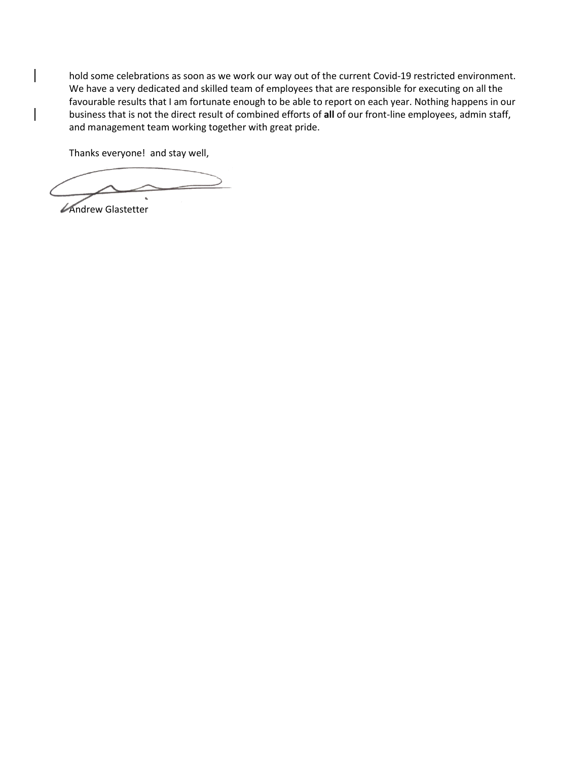hold some celebrations as soon as we work our way out of the current Covid-19 restricted environment. We have a very dedicated and skilled team of employees that are responsible for executing on all the favourable results that I am fortunate enough to be able to report on each year. Nothing happens in our business that is not the direct result of combined efforts of **all** of our front-line employees, admin staff, and management team working together with great pride.

Thanks everyone!  and stay well,

Andrew Glastetter